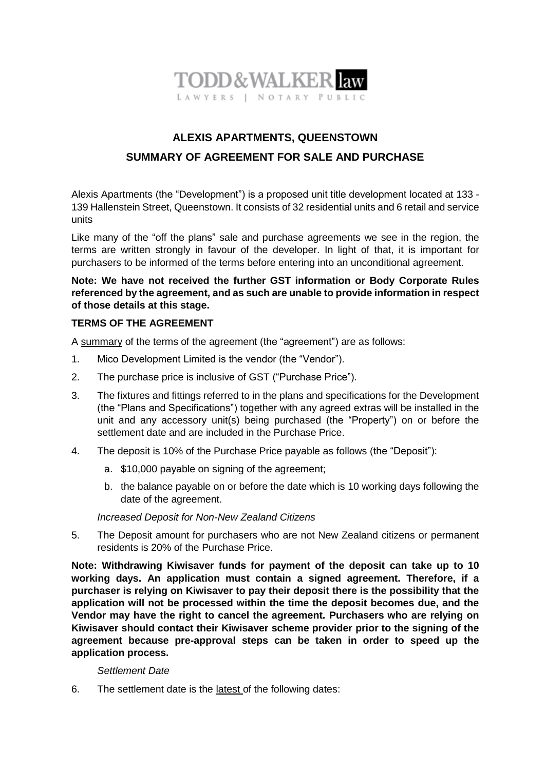TODD&WALKER law
LAWYERS | NOTARY PUBLIC

# ALEXIS APARTMENTS, QUEENSTOWN

## SUMMARY OF AGREEMENT FOR SALE AND PURCHASE

Alexis Apartments (the "Development") is a proposed unit title development located at 133 - 139 Hallenstein Street, Queenstown. It consists of 32 residential units and 6 retail and service units

Like many of the "off the plans" sale and purchase agreements we see in the region, the terms are written strongly in favour of the developer. In light of that, it is important for purchasers to be informed of the terms before entering into an unconditional agreement.

**Note: We have not received the further GST information or Body Corporate Rules referenced by the agreement, and as such are unable to provide information in respect of those details at this stage.**

**TERMS OF THE AGREEMENT**

A summary of the terms of the agreement (the "agreement") are as follows:

1. Mico Development Limited is the vendor (the "Vendor").
2. The purchase price is inclusive of GST ("Purchase Price").
3. The fixtures and fittings referred to in the plans and specifications for the Development (the "Plans and Specifications") together with any agreed extras will be installed in the unit and any accessory unit(s) being purchased (the "Property") on or before the settlement date and are included in the Purchase Price.
4. The deposit is 10% of the Purchase Price payable as follows (the "Deposit"):
   a. $10,000 payable on signing of the agreement;
   b. the balance payable on or before the date which is 10 working days following the date of the agreement.

*Increased Deposit for Non-New Zealand Citizens*

5. The Deposit amount for purchasers who are not New Zealand citizens or permanent residents is 20% of the Purchase Price.

**Note: Withdrawing Kiwisaver funds for payment of the deposit can take up to 10 working days. An application must contain a signed agreement. Therefore, if a purchaser is relying on Kiwisaver to pay their deposit there is the possibility that the application will not be processed within the time the deposit becomes due, and the Vendor may have the right to cancel the agreement. Purchasers who are relying on Kiwisaver should contact their Kiwisaver scheme provider prior to the signing of the agreement because pre-approval steps can be taken in order to speed up the application process.**

*Settlement Date*

6. The settlement date is the latest of the following dates: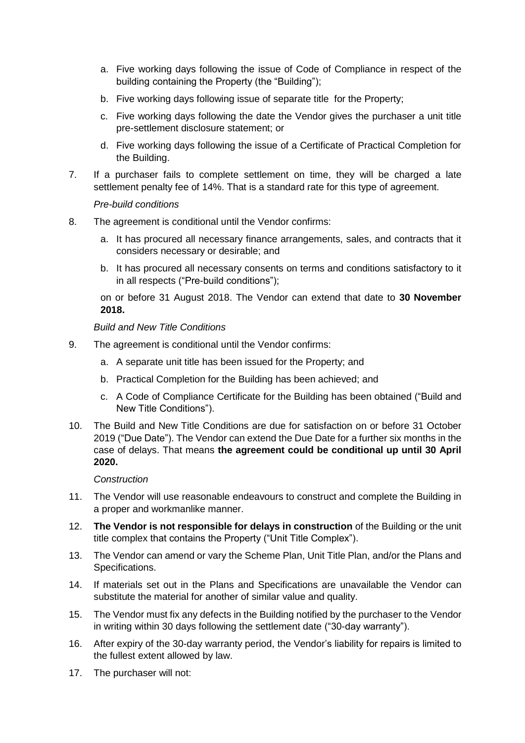a. Five working days following the issue of Code of Compliance in respect of the building containing the Property (the "Building");

b. Five working days following issue of separate title for the Property;

c. Five working days following the date the Vendor gives the purchaser a unit title pre-settlement disclosure statement; or

d. Five working days following the issue of a Certificate of Practical Completion for the Building.

7. If a purchaser fails to complete settlement on time, they will be charged a late settlement penalty fee of 14%. That is a standard rate for this type of agreement.

*Pre-build conditions*

8. The agreement is conditional until the Vendor confirms:

   a. It has procured all necessary finance arrangements, sales, and contracts that it considers necessary or desirable; and

   b. It has procured all necessary consents on terms and conditions satisfactory to it in all respects ("Pre-build conditions");

   on or before 31 August 2018. The Vendor can extend that date to **30 November 2018.**

*Build and New Title Conditions*

9. The agreement is conditional until the Vendor confirms:

   a. A separate unit title has been issued for the Property; and

   b. Practical Completion for the Building has been achieved; and

   c. A Code of Compliance Certificate for the Building has been obtained ("Build and New Title Conditions").

10. The Build and New Title Conditions are due for satisfaction on or before 31 October 2019 ("Due Date"). The Vendor can extend the Due Date for a further six months in the case of delays. That means **the agreement could be conditional up until 30 April 2020.**

*Construction*

11. The Vendor will use reasonable endeavours to construct and complete the Building in a proper and workmanlike manner.

12. **The Vendor is not responsible for delays in construction** of the Building or the unit title complex that contains the Property ("Unit Title Complex").

13. The Vendor can amend or vary the Scheme Plan, Unit Title Plan, and/or the Plans and Specifications.

14. If materials set out in the Plans and Specifications are unavailable the Vendor can substitute the material for another of similar value and quality.

15. The Vendor must fix any defects in the Building notified by the purchaser to the Vendor in writing within 30 days following the settlement date ("30-day warranty").

16. After expiry of the 30-day warranty period, the Vendor's liability for repairs is limited to the fullest extent allowed by law.

17. The purchaser will not: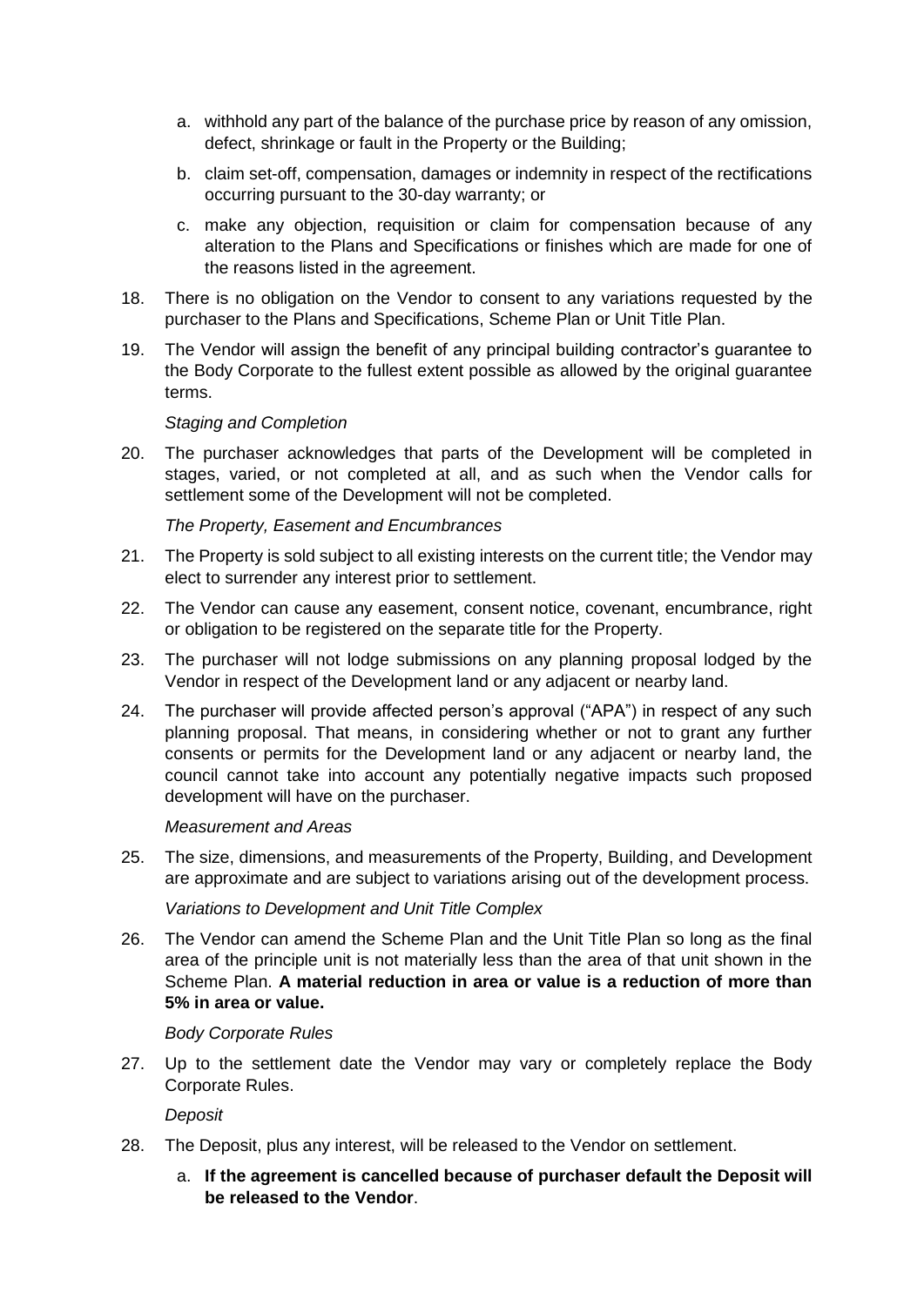a. withhold any part of the balance of the purchase price by reason of any omission, defect, shrinkage or fault in the Property or the Building;

   b. claim set-off, compensation, damages or indemnity in respect of the rectifications occurring pursuant to the 30-day warranty; or

   c. make any objection, requisition or claim for compensation because of any alteration to the Plans and Specifications or finishes which are made for one of the reasons listed in the agreement.

18. There is no obligation on the Vendor to consent to any variations requested by the purchaser to the Plans and Specifications, Scheme Plan or Unit Title Plan.

19. The Vendor will assign the benefit of any principal building contractor's guarantee to the Body Corporate to the fullest extent possible as allowed by the original guarantee terms.

*Staging and Completion*

20. The purchaser acknowledges that parts of the Development will be completed in stages, varied, or not completed at all, and as such when the Vendor calls for settlement some of the Development will not be completed.

*The Property, Easement and Encumbrances*

21. The Property is sold subject to all existing interests on the current title; the Vendor may elect to surrender any interest prior to settlement.

22. The Vendor can cause any easement, consent notice, covenant, encumbrance, right or obligation to be registered on the separate title for the Property.

23. The purchaser will not lodge submissions on any planning proposal lodged by the Vendor in respect of the Development land or any adjacent or nearby land.

24. The purchaser will provide affected person's approval ("APA") in respect of any such planning proposal. That means, in considering whether or not to grant any further consents or permits for the Development land or any adjacent or nearby land, the council cannot take into account any potentially negative impacts such proposed development will have on the purchaser.

*Measurement and Areas*

25. The size, dimensions, and measurements of the Property, Building, and Development are approximate and are subject to variations arising out of the development process.

*Variations to Development and Unit Title Complex*

26. The Vendor can amend the Scheme Plan and the Unit Title Plan so long as the final area of the principle unit is not materially less than the area of that unit shown in the Scheme Plan. **A material reduction in area or value is a reduction of more than 5% in area or value.**

*Body Corporate Rules*

27. Up to the settlement date the Vendor may vary or completely replace the Body Corporate Rules.

*Deposit*

28. The Deposit, plus any interest, will be released to the Vendor on settlement.

   a. **If the agreement is cancelled because of purchaser default the Deposit will be released to the Vendor**.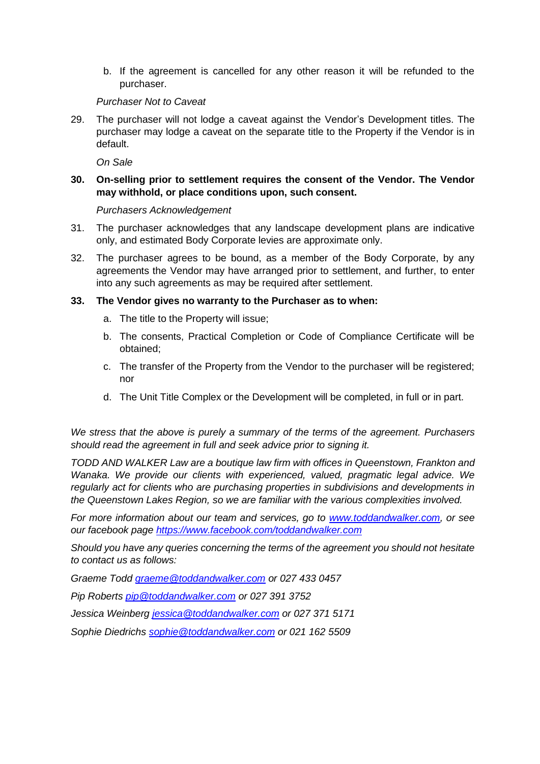b. If the agreement is cancelled for any other reason it will be refunded to the purchaser.

*Purchaser Not to Caveat*

29. The purchaser will not lodge a caveat against the Vendor's Development titles. The purchaser may lodge a caveat on the separate title to the Property if the Vendor is in default.

*On Sale*

**30. On-selling prior to settlement requires the consent of the Vendor. The Vendor may withhold, or place conditions upon, such consent.**

*Purchasers Acknowledgement*

31. The purchaser acknowledges that any landscape development plans are indicative only, and estimated Body Corporate levies are approximate only.

32. The purchaser agrees to be bound, as a member of the Body Corporate, by any agreements the Vendor may have arranged prior to settlement, and further, to enter into any such agreements as may be required after settlement.

**33. The Vendor gives no warranty to the Purchaser as to when:**

a. The title to the Property will issue;

b. The consents, Practical Completion or Code of Compliance Certificate will be obtained;

c. The transfer of the Property from the Vendor to the purchaser will be registered; nor

d. The Unit Title Complex or the Development will be completed, in full or in part.

*We stress that the above is purely a summary of the terms of the agreement. Purchasers should read the agreement in full and seek advice prior to signing it.*

*TODD AND WALKER Law are a boutique law firm with offices in Queenstown, Frankton and Wanaka. We provide our clients with experienced, valued, pragmatic legal advice. We regularly act for clients who are purchasing properties in subdivisions and developments in the Queenstown Lakes Region, so we are familiar with the various complexities involved.*

*For more information about our team and services, go to [www.toddandwalker.com](www.toddandwalker.com), or see our facebook page [https://www.facebook.com/toddandwalker.com](https://www.facebook.com/toddandwalker.com)*

*Should you have any queries concerning the terms of the agreement you should not hesitate to contact us as follows:*

*Graeme Todd [graeme@toddandwalker.com](mailto:graeme@toddandwalker.com) or 027 433 0457*

*Pip Roberts [pip@toddandwalker.com](mailto:pip@toddandwalker.com) or 027 391 3752*

*Jessica Weinberg [jessica@toddandwalker.com](mailto:jessica@toddandwalker.com) or 027 371 5171*

*Sophie Diedrichs [sophie@toddandwalker.com](mailto:sophie@toddandwalker.com) or 021 162 5509*